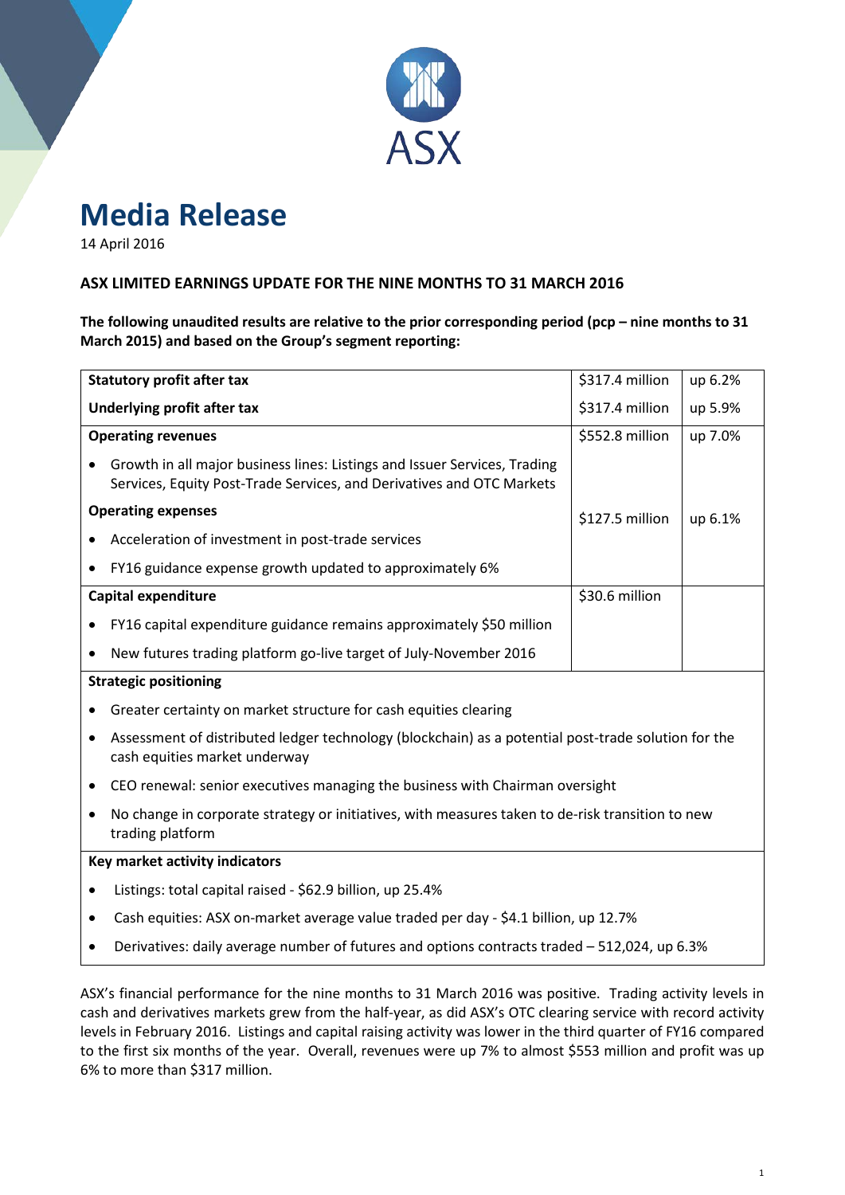# Media Release

14 April 2016

**ASX LIMITED EARNINGS UPDATE FOR THE NINE MONTHS TO 31 MARCH 2016**

**The following unaudited results are relative to the prior corresponding period (pcp – nine months to 31 March 2015) and based on the Group's segment reporting:**

| | | |
|---|---|---|
| **Statutory profit after tax** | $317.4 million | up 6.2% |
| **Underlying profit after tax** | $317.4 million | up 5.9% |
| **Operating revenues** | $552.8 million | up 7.0% |
| • Growth in all major business lines: Listings and Issuer Services, Trading Services, Equity Post-Trade Services, and Derivatives and OTC Markets | | |
| **Operating expenses** | $127.5 million | up 6.1% |
| • Acceleration of investment in post-trade services | | |
| • FY16 guidance expense growth updated to approximately 6% | | |
| **Capital expenditure** | $30.6 million | |
| • FY16 capital expenditure guidance remains approximately $50 million | | |
| • New futures trading platform go-live target of July-November 2016 | | |
| **Strategic positioning** | | |
| • Greater certainty on market structure for cash equities clearing | | |
| • Assessment of distributed ledger technology (blockchain) as a potential post-trade solution for the cash equities market underway | | |
| • CEO renewal: senior executives managing the business with Chairman oversight | | |
| • No change in corporate strategy or initiatives, with measures taken to de-risk transition to new trading platform | | |
| **Key market activity indicators** | | |
| • Listings: total capital raised - $62.9 billion, up 25.4% | | |
| • Cash equities: ASX on-market average value traded per day - $4.1 billion, up 12.7% | | |
| • Derivatives: daily average number of futures and options contracts traded – 512,024, up 6.3% | | |

ASX's financial performance for the nine months to 31 March 2016 was positive. Trading activity levels in cash and derivatives markets grew from the half-year, as did ASX's OTC clearing service with record activity levels in February 2016. Listings and capital raising activity was lower in the third quarter of FY16 compared to the first six months of the year. Overall, revenues were up 7% to almost $553 million and profit was up 6% to more than $317 million.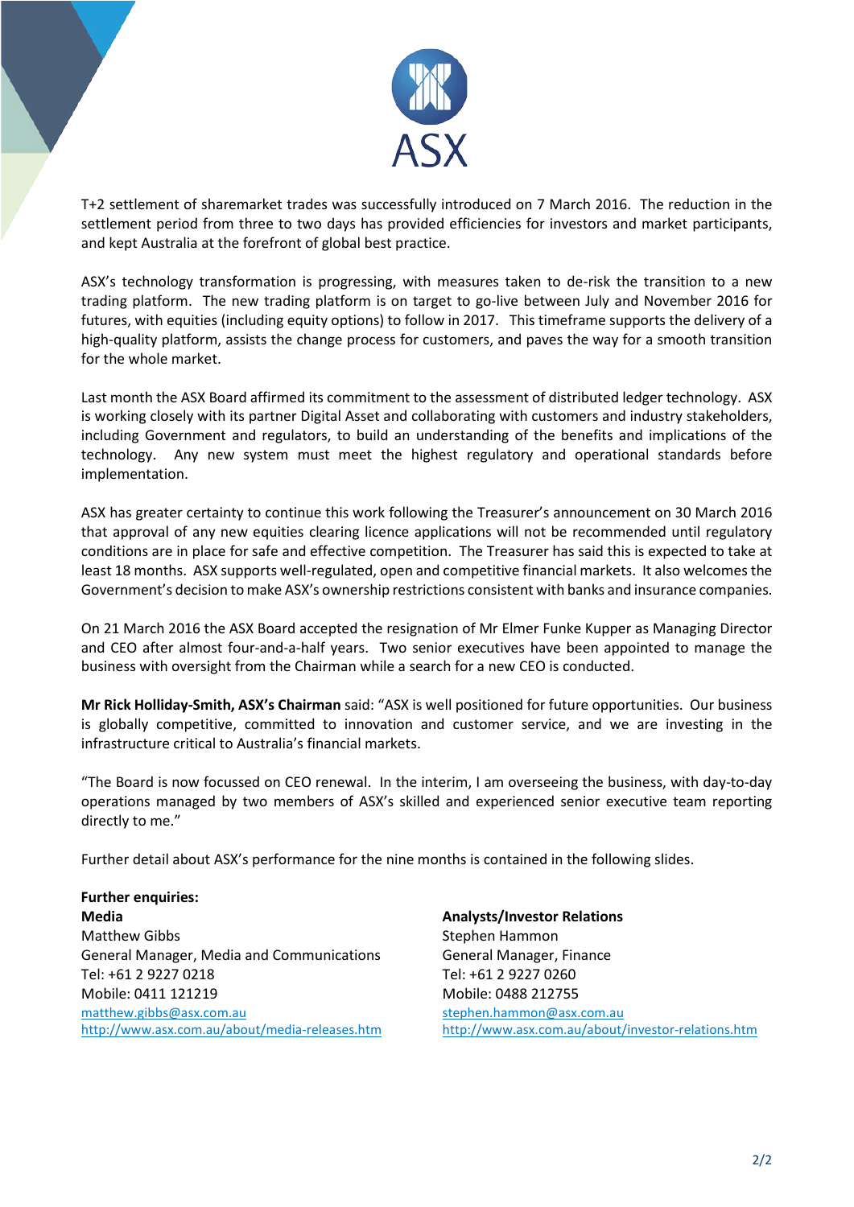T+2 settlement of sharemarket trades was successfully introduced on 7 March 2016. The reduction in the settlement period from three to two days has provided efficiencies for investors and market participants, and kept Australia at the forefront of global best practice.

ASX's technology transformation is progressing, with measures taken to de-risk the transition to a new trading platform. The new trading platform is on target to go-live between July and November 2016 for futures, with equities (including equity options) to follow in 2017. This timeframe supports the delivery of a high-quality platform, assists the change process for customers, and paves the way for a smooth transition for the whole market.

Last month the ASX Board affirmed its commitment to the assessment of distributed ledger technology. ASX is working closely with its partner Digital Asset and collaborating with customers and industry stakeholders, including Government and regulators, to build an understanding of the benefits and implications of the technology. Any new system must meet the highest regulatory and operational standards before implementation.

ASX has greater certainty to continue this work following the Treasurer's announcement on 30 March 2016 that approval of any new equities clearing licence applications will not be recommended until regulatory conditions are in place for safe and effective competition. The Treasurer has said this is expected to take at least 18 months. ASX supports well-regulated, open and competitive financial markets. It also welcomes the Government's decision to make ASX's ownership restrictions consistent with banks and insurance companies.

On 21 March 2016 the ASX Board accepted the resignation of Mr Elmer Funke Kupper as Managing Director and CEO after almost four-and-a-half years. Two senior executives have been appointed to manage the business with oversight from the Chairman while a search for a new CEO is conducted.

**Mr Rick Holliday-Smith, ASX's Chairman** said: "ASX is well positioned for future opportunities. Our business is globally competitive, committed to innovation and customer service, and we are investing in the infrastructure critical to Australia's financial markets.

"The Board is now focussed on CEO renewal. In the interim, I am overseeing the business, with day-to-day operations managed by two members of ASX's skilled and experienced senior executive team reporting directly to me."

Further detail about ASX's performance for the nine months is contained in the following slides.

**Further enquiries:**

**Media**
Matthew Gibbs
General Manager, Media and Communications
Tel: +61 2 9227 0218
Mobile: 0411 121219
matthew.gibbs@asx.com.au
http://www.asx.com.au/about/media-releases.htm

**Analysts/Investor Relations**
Stephen Hammon
General Manager, Finance
Tel: +61 2 9227 0260
Mobile: 0488 212755
stephen.hammon@asx.com.au
http://www.asx.com.au/about/investor-relations.htm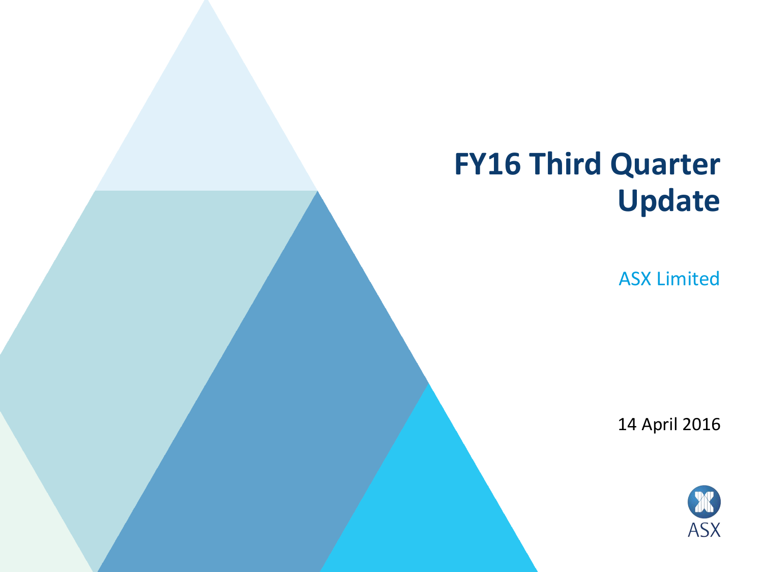# FY16 Third Quarter Update

ASX Limited

14 April 2016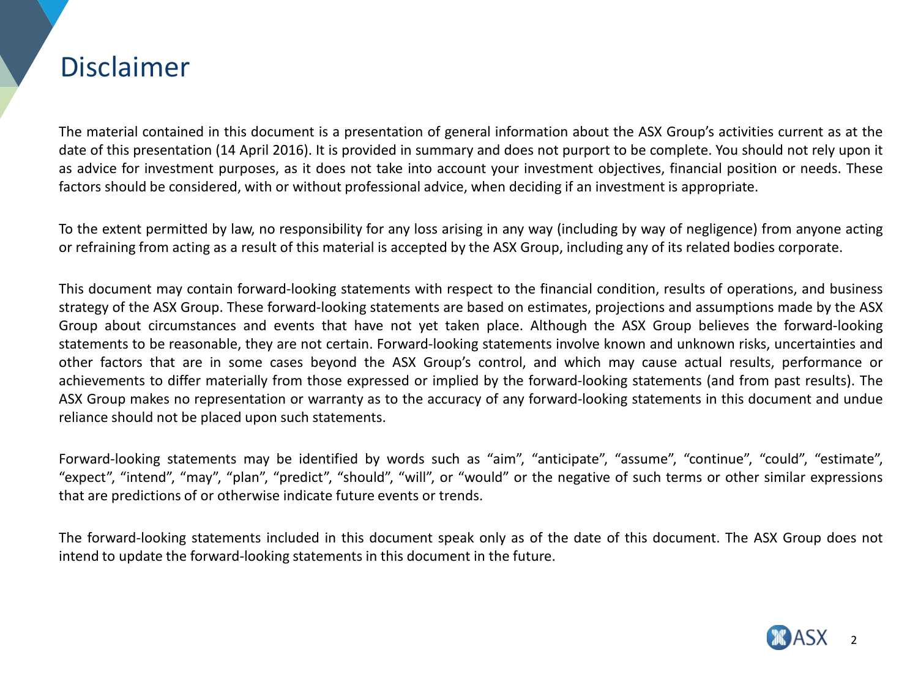# Disclaimer

The material contained in this document is a presentation of general information about the ASX Group's activities current as at the date of this presentation (14 April 2016). It is provided in summary and does not purport to be complete. You should not rely upon it as advice for investment purposes, as it does not take into account your investment objectives, financial position or needs. These factors should be considered, with or without professional advice, when deciding if an investment is appropriate.

To the extent permitted by law, no responsibility for any loss arising in any way (including by way of negligence) from anyone acting or refraining from acting as a result of this material is accepted by the ASX Group, including any of its related bodies corporate.

This document may contain forward-looking statements with respect to the financial condition, results of operations, and business strategy of the ASX Group. These forward-looking statements are based on estimates, projections and assumptions made by the ASX Group about circumstances and events that have not yet taken place. Although the ASX Group believes the forward-looking statements to be reasonable, they are not certain. Forward-looking statements involve known and unknown risks, uncertainties and other factors that are in some cases beyond the ASX Group's control, and which may cause actual results, performance or achievements to differ materially from those expressed or implied by the forward-looking statements (and from past results). The ASX Group makes no representation or warranty as to the accuracy of any forward-looking statements in this document and undue reliance should not be placed upon such statements.

Forward-looking statements may be identified by words such as "aim", "anticipate", "assume", "continue", "could", "estimate", "expect", "intend", "may", "plan", "predict", "should", "will", or "would" or the negative of such terms or other similar expressions that are predictions of or otherwise indicate future events or trends.

The forward-looking statements included in this document speak only as of the date of this document. The ASX Group does not intend to update the forward-looking statements in this document in the future.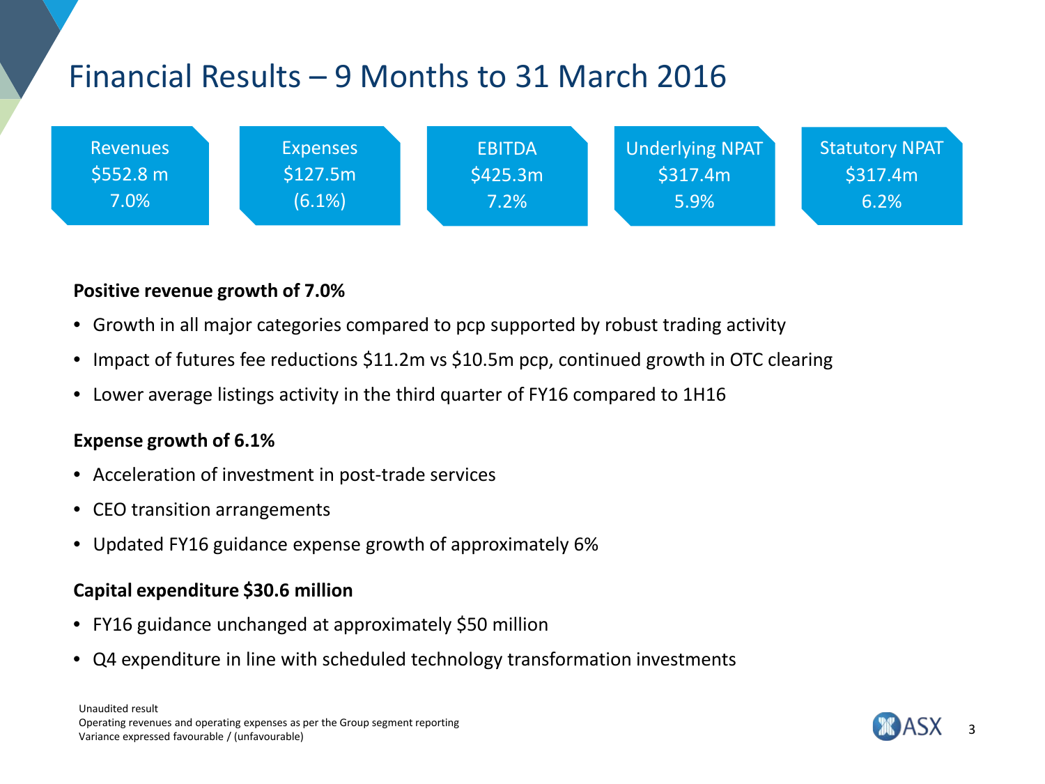# Financial Results – 9 Months to 31 March 2016

| Revenues | Expenses | EBITDA | Underlying NPAT | Statutory NPAT |
|---|---|---|---|---|
| $552.8 m | $127.5m | $425.3m | $317.4m | $317.4m |
| 7.0% | (6.1%) | 7.2% | 5.9% | 6.2% |

**Positive revenue growth of 7.0%**

- Growth in all major categories compared to pcp supported by robust trading activity
- Impact of futures fee reductions $11.2m vs $10.5m pcp, continued growth in OTC clearing
- Lower average listings activity in the third quarter of FY16 compared to 1H16

**Expense growth of 6.1%**

- Acceleration of investment in post-trade services
- CEO transition arrangements
- Updated FY16 guidance expense growth of approximately 6%

**Capital expenditure $30.6 million**

- FY16 guidance unchanged at approximately $50 million
- Q4 expenditure in line with scheduled technology transformation investments

Unaudited result
Operating revenues and operating expenses as per the Group segment reporting
Variance expressed favourable / (unfavourable)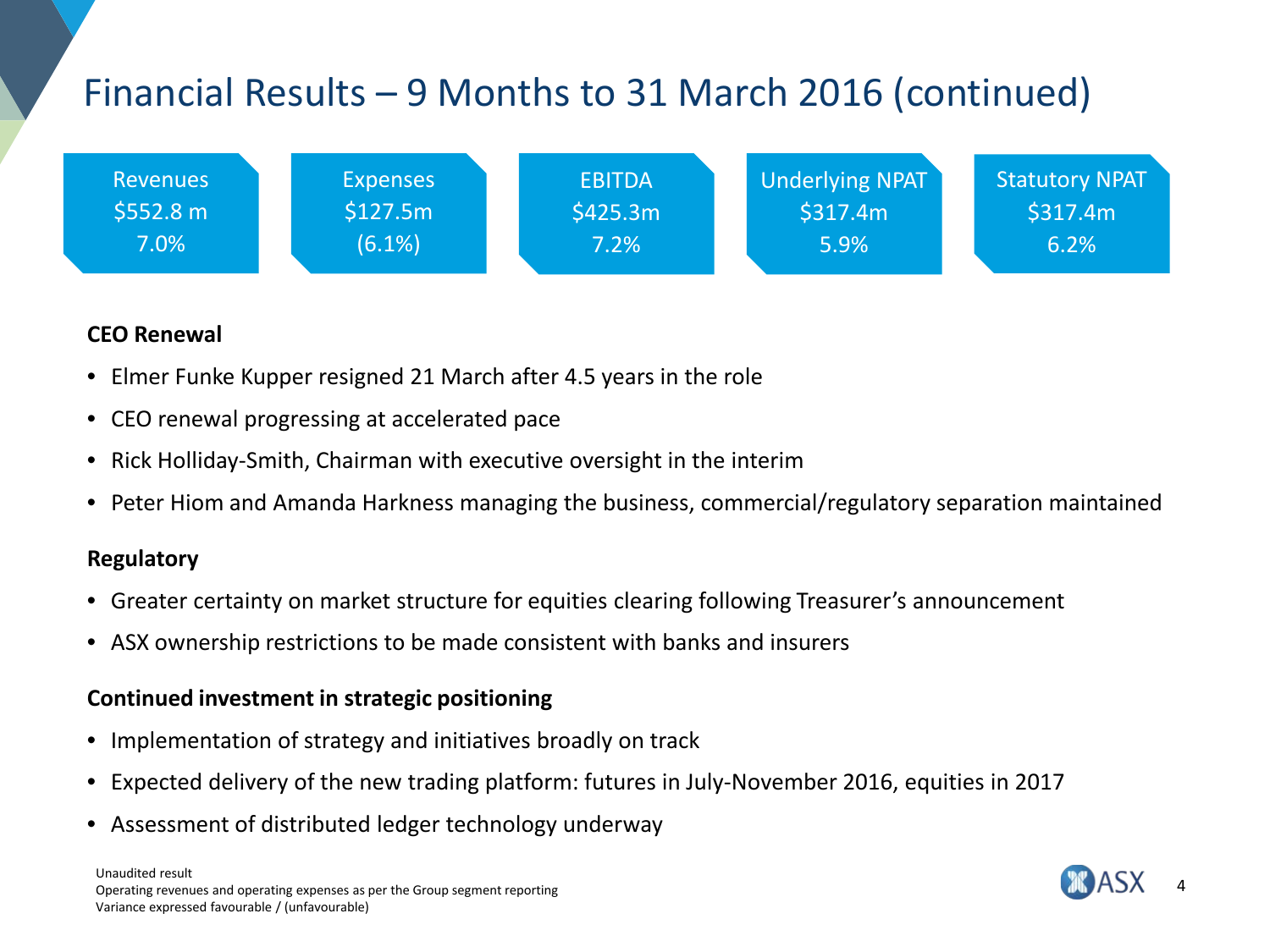# Financial Results – 9 Months to 31 March 2016 (continued)

| Revenues | Expenses | EBITDA | Underlying NPAT | Statutory NPAT |
|---|---|---|---|---|
| $552.8 m | $127.5m | $425.3m | $317.4m | $317.4m |
| 7.0% | (6.1%) | 7.2% | 5.9% | 6.2% |

**CEO Renewal**

- Elmer Funke Kupper resigned 21 March after 4.5 years in the role
- CEO renewal progressing at accelerated pace
- Rick Holliday-Smith, Chairman with executive oversight in the interim
- Peter Hiom and Amanda Harkness managing the business, commercial/regulatory separation maintained

**Regulatory**

- Greater certainty on market structure for equities clearing following Treasurer's announcement
- ASX ownership restrictions to be made consistent with banks and insurers

**Continued investment in strategic positioning**

- Implementation of strategy and initiatives broadly on track
- Expected delivery of the new trading platform: futures in July-November 2016, equities in 2017
- Assessment of distributed ledger technology underway

Unaudited result
Operating revenues and operating expenses as per the Group segment reporting
Variance expressed favourable / (unfavourable)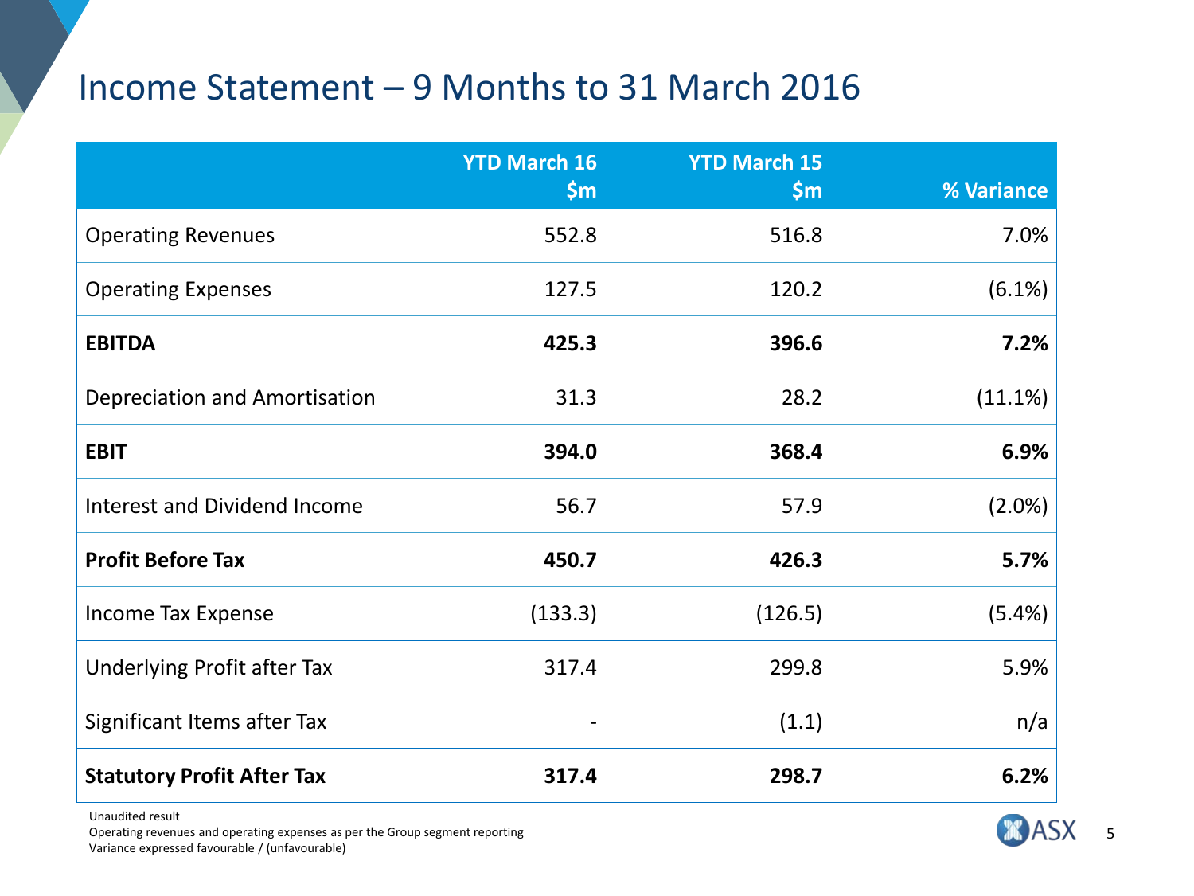# Income Statement – 9 Months to 31 March 2016

| | YTD March 16 \$m | YTD March 15 \$m | % Variance |
|---|---|---|---|
| Operating Revenues | 552.8 | 516.8 | 7.0% |
| Operating Expenses | 127.5 | 120.2 | (6.1%) |
| **EBITDA** | **425.3** | **396.6** | **7.2%** |
| Depreciation and Amortisation | 31.3 | 28.2 | (11.1%) |
| **EBIT** | **394.0** | **368.4** | **6.9%** |
| Interest and Dividend Income | 56.7 | 57.9 | (2.0%) |
| **Profit Before Tax** | **450.7** | **426.3** | **5.7%** |
| Income Tax Expense | (133.3) | (126.5) | (5.4%) |
| Underlying Profit after Tax | 317.4 | 299.8 | 5.9% |
| Significant Items after Tax | - | (1.1) | n/a |
| **Statutory Profit After Tax** | **317.4** | **298.7** | **6.2%** |

Unaudited result
Operating revenues and operating expenses as per the Group segment reporting
Variance expressed favourable / (unfavourable)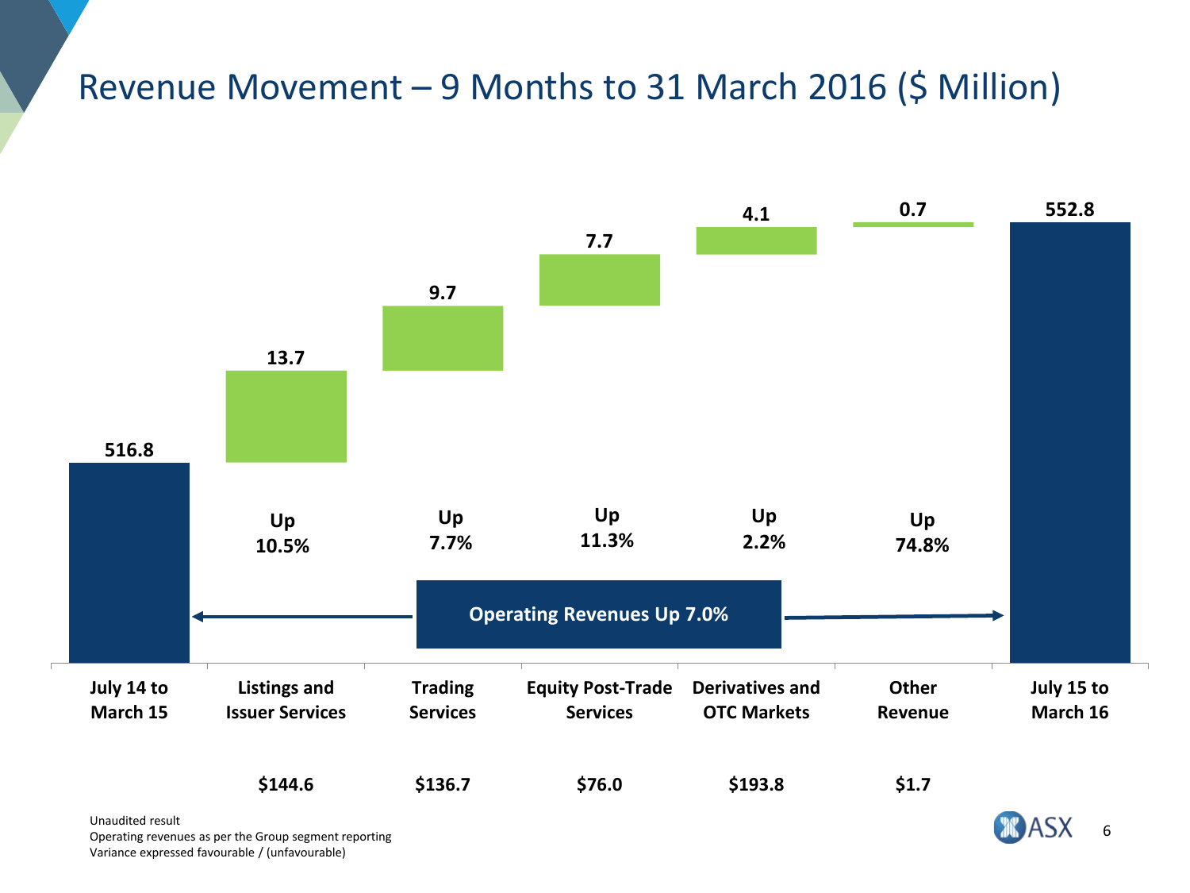# Revenue Movement – 9 Months to 31 March 2016 ($ Million)

| | July 14 to March 15 | Listings and Issuer Services | Trading Services | Equity Post-Trade Services | Derivatives and OTC Markets | Other Revenue | July 15 to March 16 |
|---|---|---|---|---|---|---|---|
| Value | 516.8 | 13.7 | 9.7 | 7.7 | 4.1 | 0.7 | 552.8 |
| Change | | Up 10.5% | Up 7.7% | Up 11.3% | Up 2.2% | Up 74.8% | |
| Revenue | | $144.6 | $136.7 | $76.0 | $193.8 | $1.7 | |

**Operating Revenues Up 7.0%**

Unaudited result
Operating revenues as per the Group segment reporting
Variance expressed favourable / (unfavourable)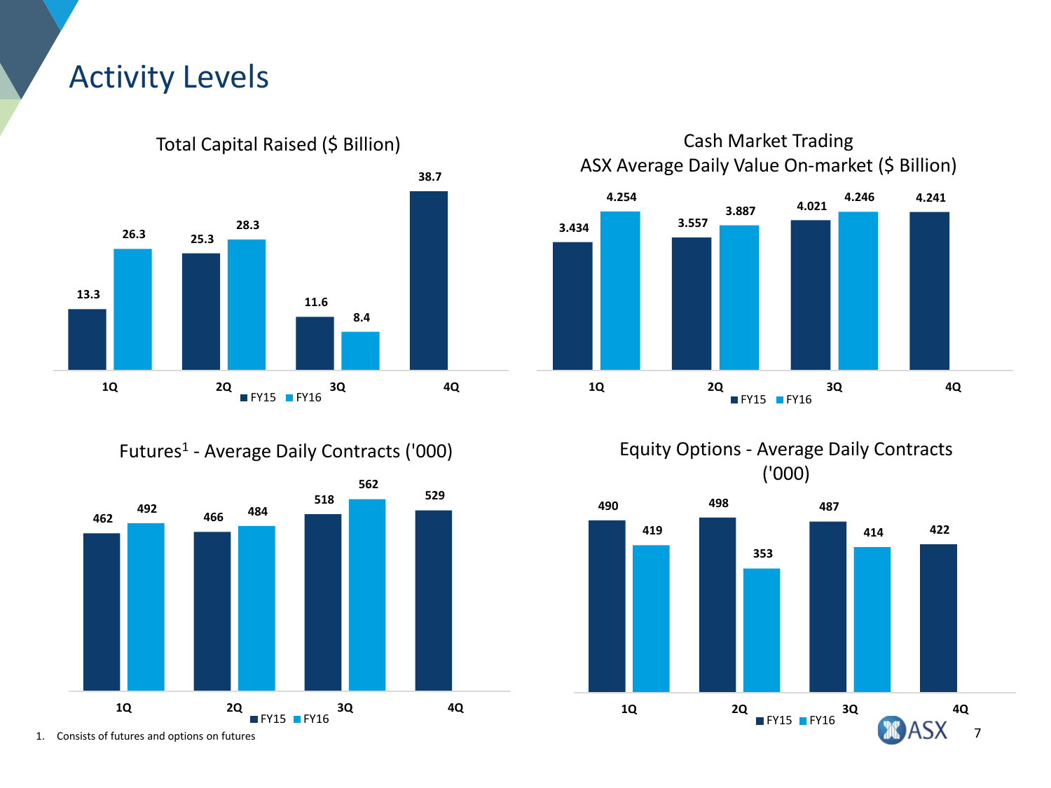# Activity Levels

## Total Capital Raised ($ Billion)

| | FY15 | FY16 |
|---|---|---|
| 1Q | 13.3 | 26.3 |
| 2Q | 25.3 | 28.3 |
| 3Q | 11.6 | 8.4 |
| 4Q | 38.7 | |

## Cash Market Trading ASX Average Daily Value On-market ($ Billion)

| | FY15 | FY16 |
|---|---|---|
| 1Q | 3.434 | 4.254 |
| 2Q | 3.557 | 3.887 |
| 3Q | 4.021 | 4.246 |
| 4Q | 4.241 | |

## Futures[1] - Average Daily Contracts ('000)

| | FY15 | FY16 |
|---|---|---|
| 1Q | 462 | 492 |
| 2Q | 466 | 484 |
| 3Q | 518 | 562 |
| 4Q | 529 | |

## Equity Options - Average Daily Contracts ('000)

| | FY15 | FY16 |
|---|---|---|
| 1Q | 490 | 419 |
| 2Q | 498 | 353 |
| 3Q | 487 | 414 |
| 4Q | 422 | |

1. Consists of futures and options on futures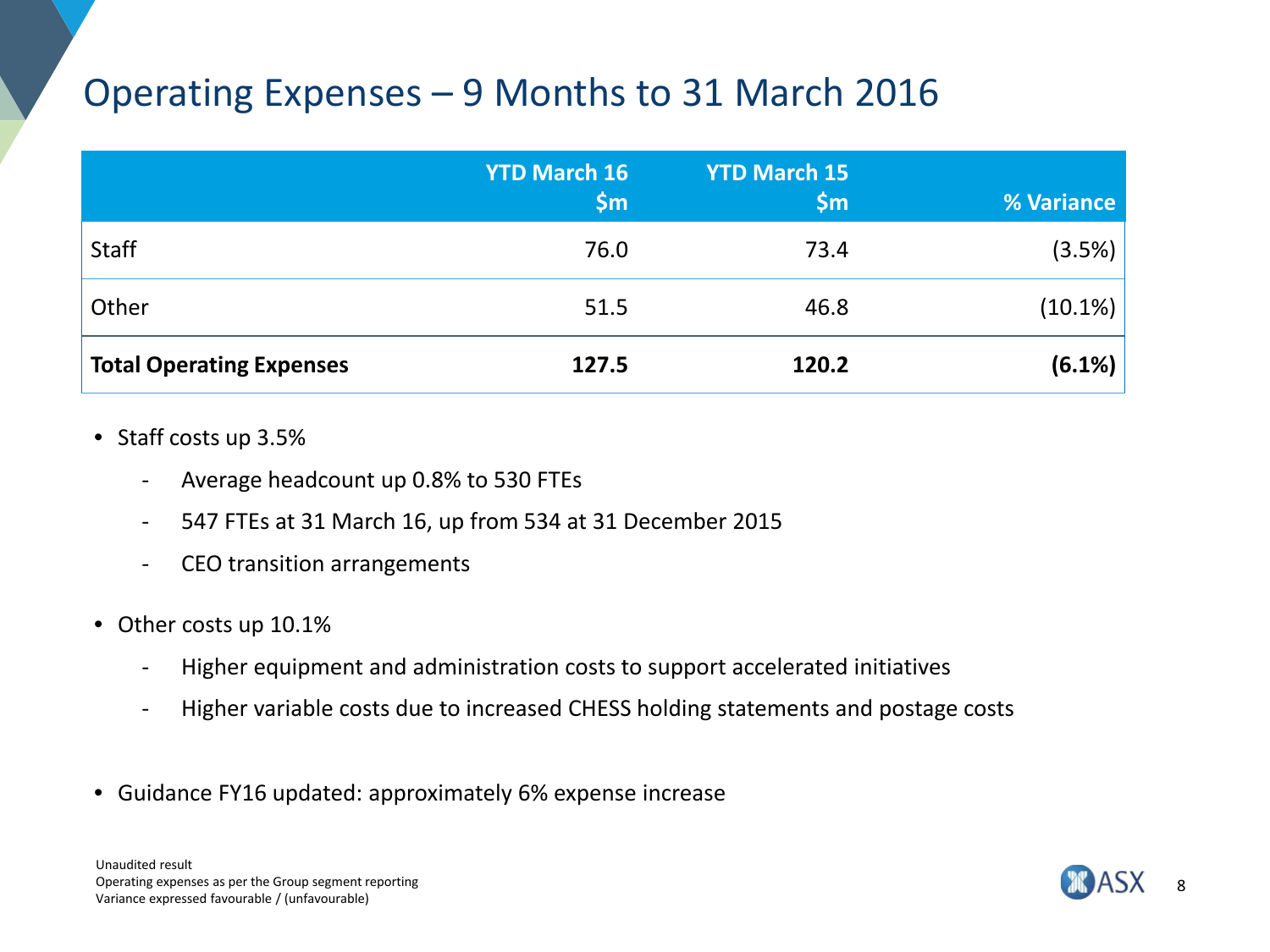# Operating Expenses – 9 Months to 31 March 2016

| | YTD March 16 $m | YTD March 15 $m | % Variance |
|---|---|---|---|
| Staff | 76.0 | 73.4 | (3.5%) |
| Other | 51.5 | 46.8 | (10.1%) |
| **Total Operating Expenses** | **127.5** | **120.2** | **(6.1%)** |

- Staff costs up 3.5%
  - Average headcount up 0.8% to 530 FTEs
  - 547 FTEs at 31 March 16, up from 534 at 31 December 2015
  - CEO transition arrangements
- Other costs up 10.1%
  - Higher equipment and administration costs to support accelerated initiatives
  - Higher variable costs due to increased CHESS holding statements and postage costs
- Guidance FY16 updated: approximately 6% expense increase

Unaudited result
Operating expenses as per the Group segment reporting
Variance expressed favourable / (unfavourable)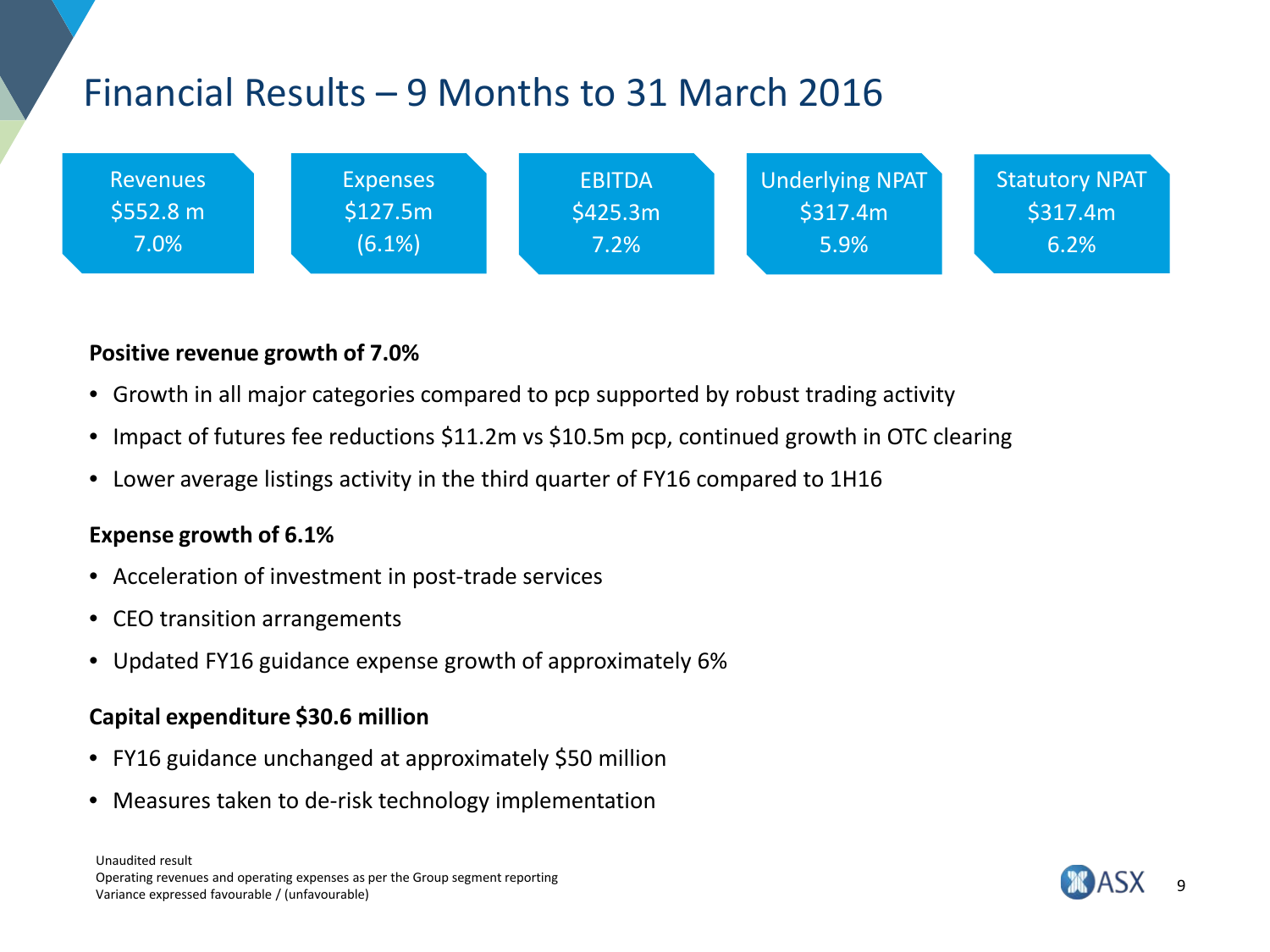# Financial Results – 9 Months to 31 March 2016

| Revenues | Expenses | EBITDA | Underlying NPAT | Statutory NPAT |
|---|---|---|---|---|
| $552.8 m | $127.5m | $425.3m | $317.4m | $317.4m |
| 7.0% | (6.1%) | 7.2% | 5.9% | 6.2% |

**Positive revenue growth of 7.0%**

- Growth in all major categories compared to pcp supported by robust trading activity
- Impact of futures fee reductions $11.2m vs $10.5m pcp, continued growth in OTC clearing
- Lower average listings activity in the third quarter of FY16 compared to 1H16

**Expense growth of 6.1%**

- Acceleration of investment in post-trade services
- CEO transition arrangements
- Updated FY16 guidance expense growth of approximately 6%

**Capital expenditure $30.6 million**

- FY16 guidance unchanged at approximately $50 million
- Measures taken to de-risk technology implementation

Unaudited result
Operating revenues and operating expenses as per the Group segment reporting
Variance expressed favourable / (unfavourable)